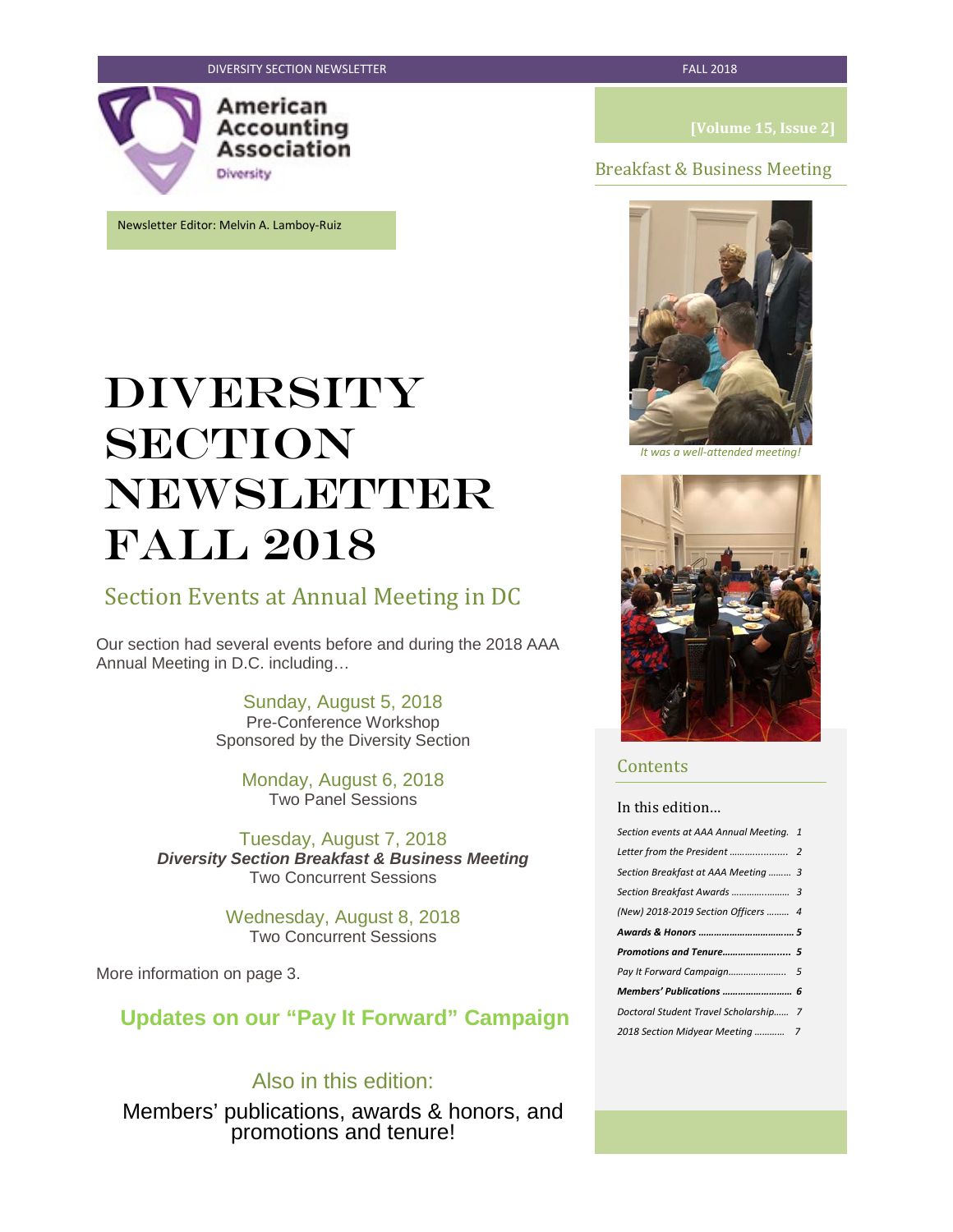American Accounting Association
Diversity

Newsletter Editor: Melvin A. Lamboy-Ruiz

[Volume 15, Issue 2]

# DIVERSITY SECTION NEWSLETTER FALL 2018

## Section Events at Annual Meeting in DC

Our section had several events before and during the 2018 AAA Annual Meeting in D.C. including…

Sunday, August 5, 2018
Pre-Conference Workshop
Sponsored by the Diversity Section

Monday, August 6, 2018
Two Panel Sessions

Tuesday, August 7, 2018
***Diversity Section Breakfast & Business Meeting***
Two Concurrent Sessions

Wednesday, August 8, 2018
Two Concurrent Sessions

More information on page 3.

## Updates on our "Pay It Forward" Campaign

### Also in this edition:

Members' publications, awards & honors, and promotions and tenure!

## Breakfast & Business Meeting

*It was a well-attended meeting!*

## Contents

In this edition…

| | |
|---|---|
| *Section events at AAA Annual Meeting.* | *1* |
| *Letter from the President* | *2* |
| *Section Breakfast at AAA Meeting* | *3* |
| *Section Breakfast Awards* | *3* |
| *(New) 2018-2019 Section Officers* | *4* |
| ***Awards & Honors*** | ***5*** |
| ***Promotions and Tenure*** | ***5*** |
| *Pay It Forward Campaign* | *5* |
| ***Members' Publications*** | ***6*** |
| *Doctoral Student Travel Scholarship* | *7* |
| *2018 Section Midyear Meeting* | *7* |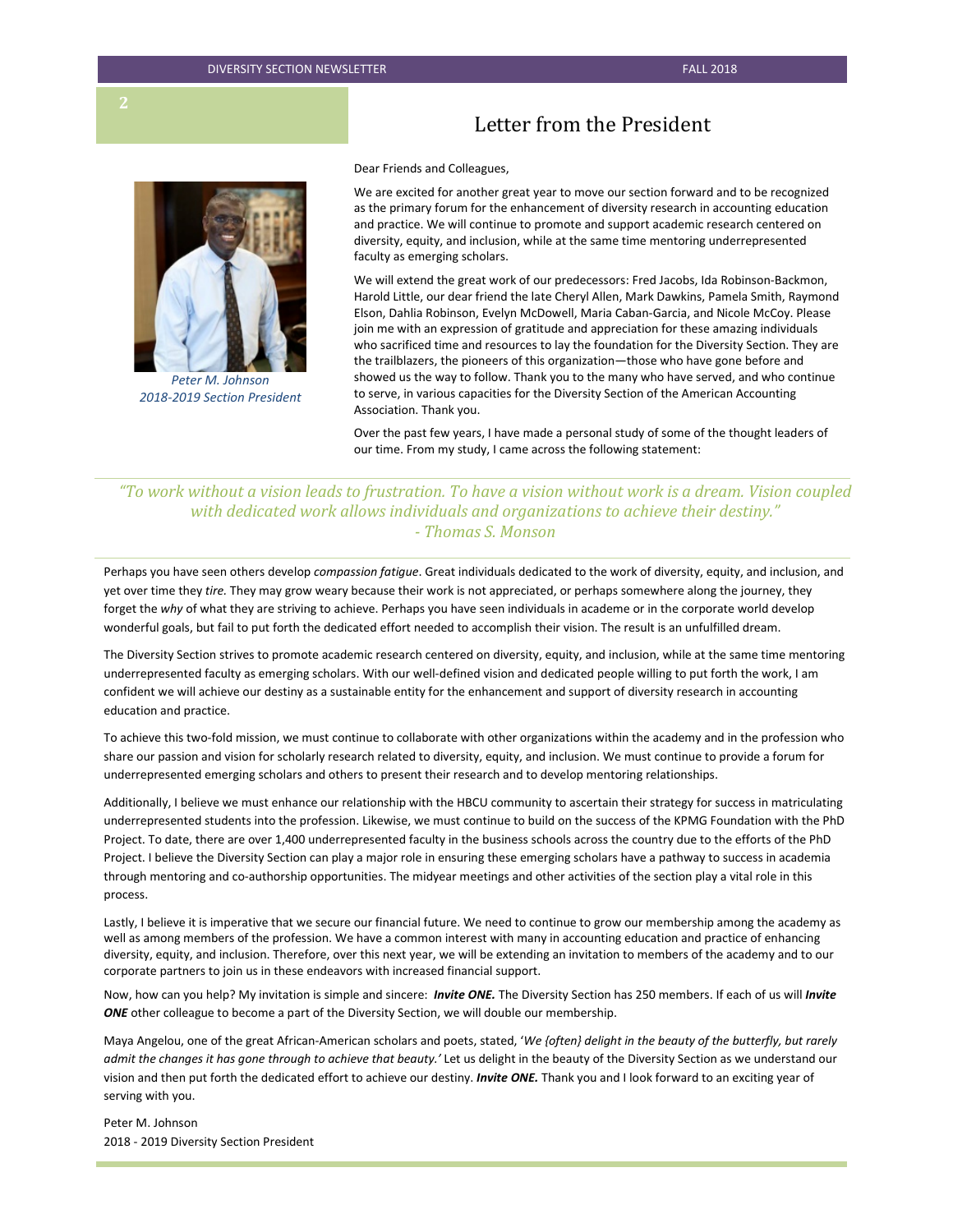# Letter from the President

Dear Friends and Colleagues,

We are excited for another great year to move our section forward and to be recognized as the primary forum for the enhancement of diversity research in accounting education and practice. We will continue to promote and support academic research centered on diversity, equity, and inclusion, while at the same time mentoring underrepresented faculty as emerging scholars.

We will extend the great work of our predecessors: Fred Jacobs, Ida Robinson-Backmon, Harold Little, our dear friend the late Cheryl Allen, Mark Dawkins, Pamela Smith, Raymond Elson, Dahlia Robinson, Evelyn McDowell, Maria Caban-Garcia, and Nicole McCoy. Please join me with an expression of gratitude and appreciation for these amazing individuals who sacrificed time and resources to lay the foundation for the Diversity Section. They are the trailblazers, the pioneers of this organization—those who have gone before and showed us the way to follow. Thank you to the many who have served, and who continue to serve, in various capacities for the Diversity Section of the American Accounting Association. Thank you.

*Peter M. Johnson*
*2018-2019 Section President*

Over the past few years, I have made a personal study of some of the thought leaders of our time. From my study, I came across the following statement:

> *"To work without a vision leads to frustration. To have a vision without work is a dream. Vision coupled with dedicated work allows individuals and organizations to achieve their destiny."*
> *- Thomas S. Monson*

Perhaps you have seen others develop *compassion fatigue*. Great individuals dedicated to the work of diversity, equity, and inclusion, and yet over time they *tire.* They may grow weary because their work is not appreciated, or perhaps somewhere along the journey, they forget the *why* of what they are striving to achieve. Perhaps you have seen individuals in academe or in the corporate world develop wonderful goals, but fail to put forth the dedicated effort needed to accomplish their vision. The result is an unfulfilled dream.

The Diversity Section strives to promote academic research centered on diversity, equity, and inclusion, while at the same time mentoring underrepresented faculty as emerging scholars. With our well-defined vision and dedicated people willing to put forth the work, I am confident we will achieve our destiny as a sustainable entity for the enhancement and support of diversity research in accounting education and practice.

To achieve this two-fold mission, we must continue to collaborate with other organizations within the academy and in the profession who share our passion and vision for scholarly research related to diversity, equity, and inclusion. We must continue to provide a forum for underrepresented emerging scholars and others to present their research and to develop mentoring relationships.

Additionally, I believe we must enhance our relationship with the HBCU community to ascertain their strategy for success in matriculating underrepresented students into the profession. Likewise, we must continue to build on the success of the KPMG Foundation with the PhD Project. To date, there are over 1,400 underrepresented faculty in the business schools across the country due to the efforts of the PhD Project. I believe the Diversity Section can play a major role in ensuring these emerging scholars have a pathway to success in academia through mentoring and co-authorship opportunities. The midyear meetings and other activities of the section play a vital role in this process.

Lastly, I believe it is imperative that we secure our financial future. We need to continue to grow our membership among the academy as well as among members of the profession. We have a common interest with many in accounting education and practice of enhancing diversity, equity, and inclusion. Therefore, over this next year, we will be extending an invitation to members of the academy and to our corporate partners to join us in these endeavors with increased financial support.

Now, how can you help? My invitation is simple and sincere: ***Invite ONE.*** The Diversity Section has 250 members. If each of us will ***Invite ONE*** other colleague to become a part of the Diversity Section, we will double our membership.

Maya Angelou, one of the great African-American scholars and poets, stated, '*We {often} delight in the beauty of the butterfly, but rarely admit the changes it has gone through to achieve that beauty.'* Let us delight in the beauty of the Diversity Section as we understand our vision and then put forth the dedicated effort to achieve our destiny. ***Invite ONE.*** Thank you and I look forward to an exciting year of serving with you.

Peter M. Johnson
2018 - 2019 Diversity Section President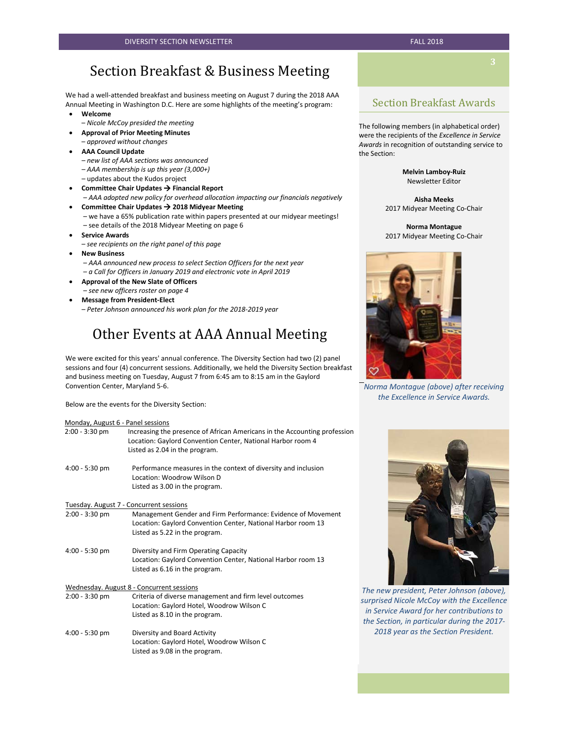# Section Breakfast & Business Meeting

We had a well-attended breakfast and business meeting on August 7 during the 2018 AAA Annual Meeting in Washington D.C. Here are some highlights of the meeting's program:

- **Welcome**
  *– Nicole McCoy presided the meeting*
- **Approval of Prior Meeting Minutes**
  *– approved without changes*
- **AAA Council Update**
  *– new list of AAA sections was announced*
  *– AAA membership is up this year (3,000+)*
  – updates about the Kudos project
- **Committee Chair Updates → Financial Report**
  *– AAA adopted new policy for overhead allocation impacting our financials negatively*
- **Committee Chair Updates → 2018 Midyear Meeting**
  – we have a 65% publication rate within papers presented at our midyear meetings!
  – see details of the 2018 Midyear Meeting on page 6
- **Service Awards**
  *– see recipients on the right panel of this page*
- **New Business**
  *– AAA announced new process to select Section Officers for the next year*
  *– a Call for Officers in January 2019 and electronic vote in April 2019*
- **Approval of the New Slate of Officers**
  *– see new officers roster on page 4*
- **Message from President-Elect**
  *– Peter Johnson announced his work plan for the 2018-2019 year*

# Other Events at AAA Annual Meeting

We were excited for this years' annual conference. The Diversity Section had two (2) panel sessions and four (4) concurrent sessions. Additionally, we held the Diversity Section breakfast and business meeting on Tuesday, August 7 from 6:45 am to 8:15 am in the Gaylord Convention Center, Maryland 5-6.

Below are the events for the Diversity Section:

Monday, August 6 - Panel sessions

| | |
|---|---|
| 2:00 - 3:30 pm | Increasing the presence of African Americans in the Accounting profession<br>Location: Gaylord Convention Center, National Harbor room 4<br>Listed as 2.04 in the program. |
| 4:00 - 5:30 pm | Performance measures in the context of diversity and inclusion<br>Location: Woodrow Wilson D<br>Listed as 3.00 in the program. |

Tuesday. August 7 - Concurrent sessions

| | |
|---|---|
| 2:00 - 3:30 pm | Management Gender and Firm Performance: Evidence of Movement<br>Location: Gaylord Convention Center, National Harbor room 13<br>Listed as 5.22 in the program. |
| 4:00 - 5:30 pm | Diversity and Firm Operating Capacity<br>Location: Gaylord Convention Center, National Harbor room 13<br>Listed as 6.16 in the program. |

Wednesday. August 8 - Concurrent sessions

| | |
|---|---|
| 2:00 - 3:30 pm | Criteria of diverse management and firm level outcomes<br>Location: Gaylord Hotel, Woodrow Wilson C<br>Listed as 8.10 in the program. |
| 4:00 - 5:30 pm | Diversity and Board Activity<br>Location: Gaylord Hotel, Woodrow Wilson C<br>Listed as 9.08 in the program. |

## Section Breakfast Awards

The following members (in alphabetical order) were the recipients of the *Excellence in Service Awards* in recognition of outstanding service to the Section:

**Melvin Lamboy-Ruiz**
Newsletter Editor

**Aisha Meeks**
2017 Midyear Meeting Co-Chair

**Norma Montague**
2017 Midyear Meeting Co-Chair

*Norma Montague (above) after receiving the Excellence in Service Awards.*

*The new president, Peter Johnson (above), surprised Nicole McCoy with the Excellence in Service Award for her contributions to the Section, in particular during the 2017-2018 year as the Section President.*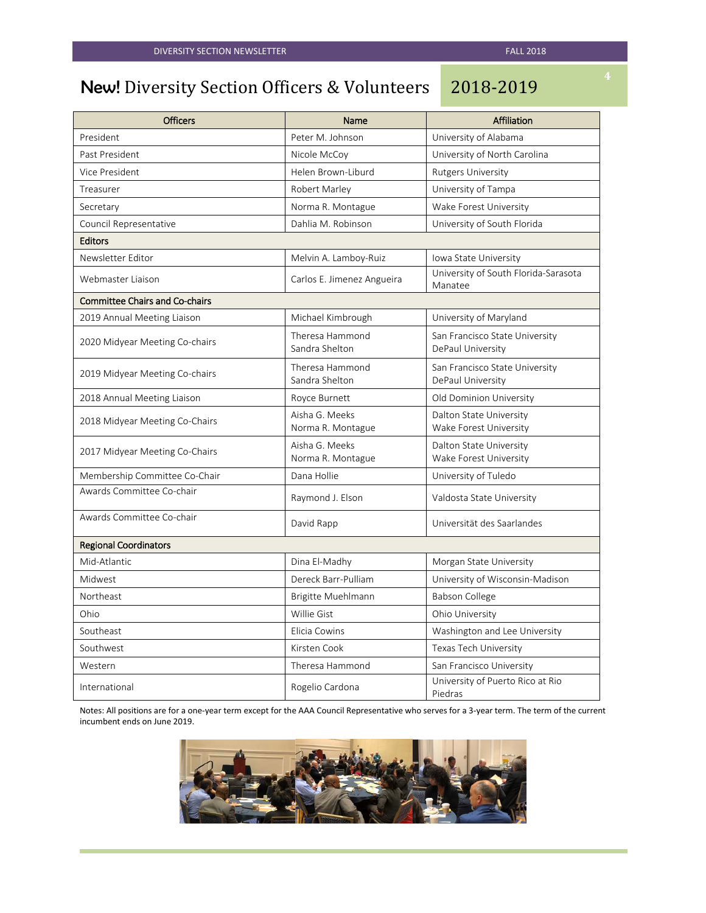# **New!** Diversity Section Officers & Volunteers 2018-2019

| Officers | Name | Affiliation |
|---|---|---|
| President | Peter M. Johnson | University of Alabama |
| Past President | Nicole McCoy | University of North Carolina |
| Vice President | Helen Brown-Liburd | Rutgers University |
| Treasurer | Robert Marley | University of Tampa |
| Secretary | Norma R. Montague | Wake Forest University |
| Council Representative | Dahlia M. Robinson | University of South Florida |
| **Editors** | | |
| Newsletter Editor | Melvin A. Lamboy-Ruiz | Iowa State University |
| Webmaster Liaison | Carlos E. Jimenez Angueira | University of South Florida-Sarasota Manatee |
| **Committee Chairs and Co-chairs** | | |
| 2019 Annual Meeting Liaison | Michael Kimbrough | University of Maryland |
| 2020 Midyear Meeting Co-chairs | Theresa Hammond<br>Sandra Shelton | San Francisco State University<br>DePaul University |
| 2019 Midyear Meeting Co-chairs | Theresa Hammond<br>Sandra Shelton | San Francisco State University<br>DePaul University |
| 2018 Annual Meeting Liaison | Royce Burnett | Old Dominion University |
| 2018 Midyear Meeting Co-Chairs | Aisha G. Meeks<br>Norma R. Montague | Dalton State University<br>Wake Forest University |
| 2017 Midyear Meeting Co-Chairs | Aisha G. Meeks<br>Norma R. Montague | Dalton State University<br>Wake Forest University |
| Membership Committee Co-Chair | Dana Hollie | University of Tuledo |
| Awards Committee Co-chair | Raymond J. Elson | Valdosta State University |
| Awards Committee Co-chair | David Rapp | Universität des Saarlandes |
| **Regional Coordinators** | | |
| Mid-Atlantic | Dina El-Madhy | Morgan State University |
| Midwest | Dereck Barr-Pulliam | University of Wisconsin-Madison |
| Northeast | Brigitte Muehlmann | Babson College |
| Ohio | Willie Gist | Ohio University |
| Southeast | Elicia Cowins | Washington and Lee University |
| Southwest | Kirsten Cook | Texas Tech University |
| Western | Theresa Hammond | San Francisco University |
| International | Rogelio Cardona | University of Puerto Rico at Rio Piedras |

Notes: All positions are for a one-year term except for the AAA Council Representative who serves for a 3-year term. The term of the current incumbent ends on June 2019.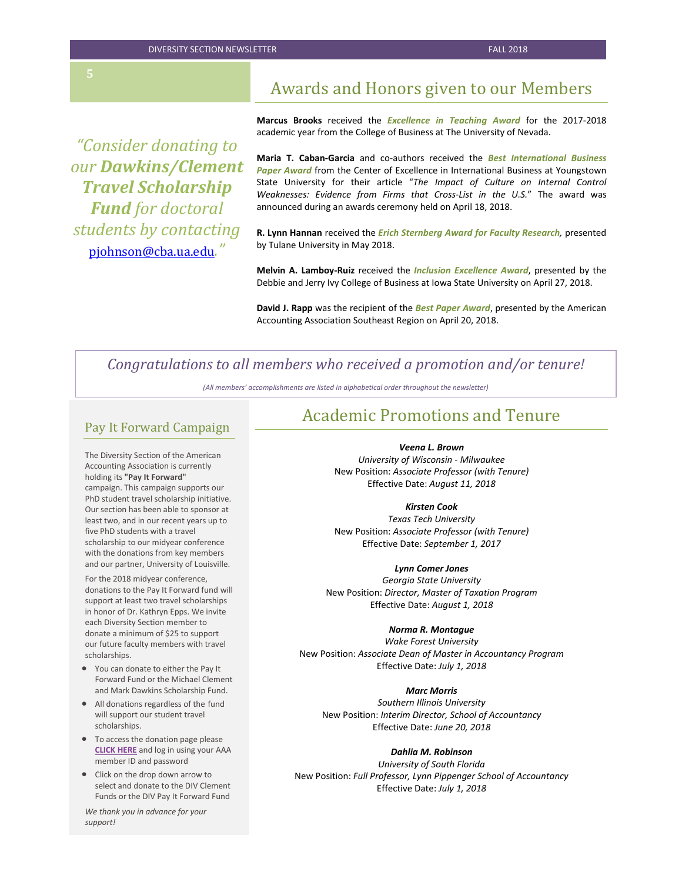## Awards and Honors given to our Members

*"Consider donating to our **Dawkins/Clement Travel Scholarship Fund** for doctoral students by contacting pjohnson@cba.ua.edu."*

**Marcus Brooks** received the ***Excellence in Teaching Award*** for the 2017-2018 academic year from the College of Business at The University of Nevada.

**Maria T. Caban-Garcia** and co-authors received the ***Best International Business Paper Award*** from the Center of Excellence in International Business at Youngstown State University for their article "*The Impact of Culture on Internal Control Weaknesses: Evidence from Firms that Cross-List in the U.S.*" The award was announced during an awards ceremony held on April 18, 2018.

**R. Lynn Hannan** received the ***Erich Sternberg Award for Faculty Research,*** presented by Tulane University in May 2018.

**Melvin A. Lamboy-Ruiz** received the ***Inclusion Excellence Award***, presented by the Debbie and Jerry Ivy College of Business at Iowa State University on April 27, 2018.

**David J. Rapp** was the recipient of the ***Best Paper Award***, presented by the American Accounting Association Southeast Region on April 20, 2018.

*Congratulations to all members who received a promotion and/or tenure!*

*(All members' accomplishments are listed in alphabetical order throughout the newsletter)*

## Pay It Forward Campaign

The Diversity Section of the American Accounting Association is currently holding its **"Pay It Forward"** campaign. This campaign supports our PhD student travel scholarship initiative. Our section has been able to sponsor at least two, and in our recent years up to five PhD students with a travel scholarship to our midyear conference with the donations from key members and our partner, University of Louisville.

For the 2018 midyear conference, donations to the Pay It Forward fund will support at least two travel scholarships in honor of Dr. Kathryn Epps. We invite each Diversity Section member to donate a minimum of $25 to support our future faculty members with travel scholarships.

- You can donate to either the Pay It Forward Fund or the Michael Clement and Mark Dawkins Scholarship Fund.
- All donations regardless of the fund will support our student travel scholarships.
- To access the donation page please **CLICK HERE** and log in using your AAA member ID and password
- Click on the drop down arrow to select and donate to the DIV Clement Funds or the DIV Pay It Forward Fund

*We thank you in advance for your support!*

## Academic Promotions and Tenure

***Veena L. Brown***
*University of Wisconsin - Milwaukee*
New Position: *Associate Professor (with Tenure)*
Effective Date: *August 11, 2018*

***Kirsten Cook***
*Texas Tech University*
New Position: *Associate Professor (with Tenure)*
Effective Date: *September 1, 2017*

***Lynn Comer Jones***
*Georgia State University*
New Position: *Director, Master of Taxation Program*
Effective Date: *August 1, 2018*

***Norma R. Montague***
*Wake Forest University*
New Position: *Associate Dean of Master in Accountancy Program*
Effective Date: *July 1, 2018*

***Marc Morris***
*Southern Illinois University*
New Position: *Interim Director, School of Accountancy*
Effective Date: *June 20, 2018*

***Dahlia M. Robinson***
*University of South Florida*
New Position: *Full Professor, Lynn Pippenger School of Accountancy*
Effective Date: *July 1, 2018*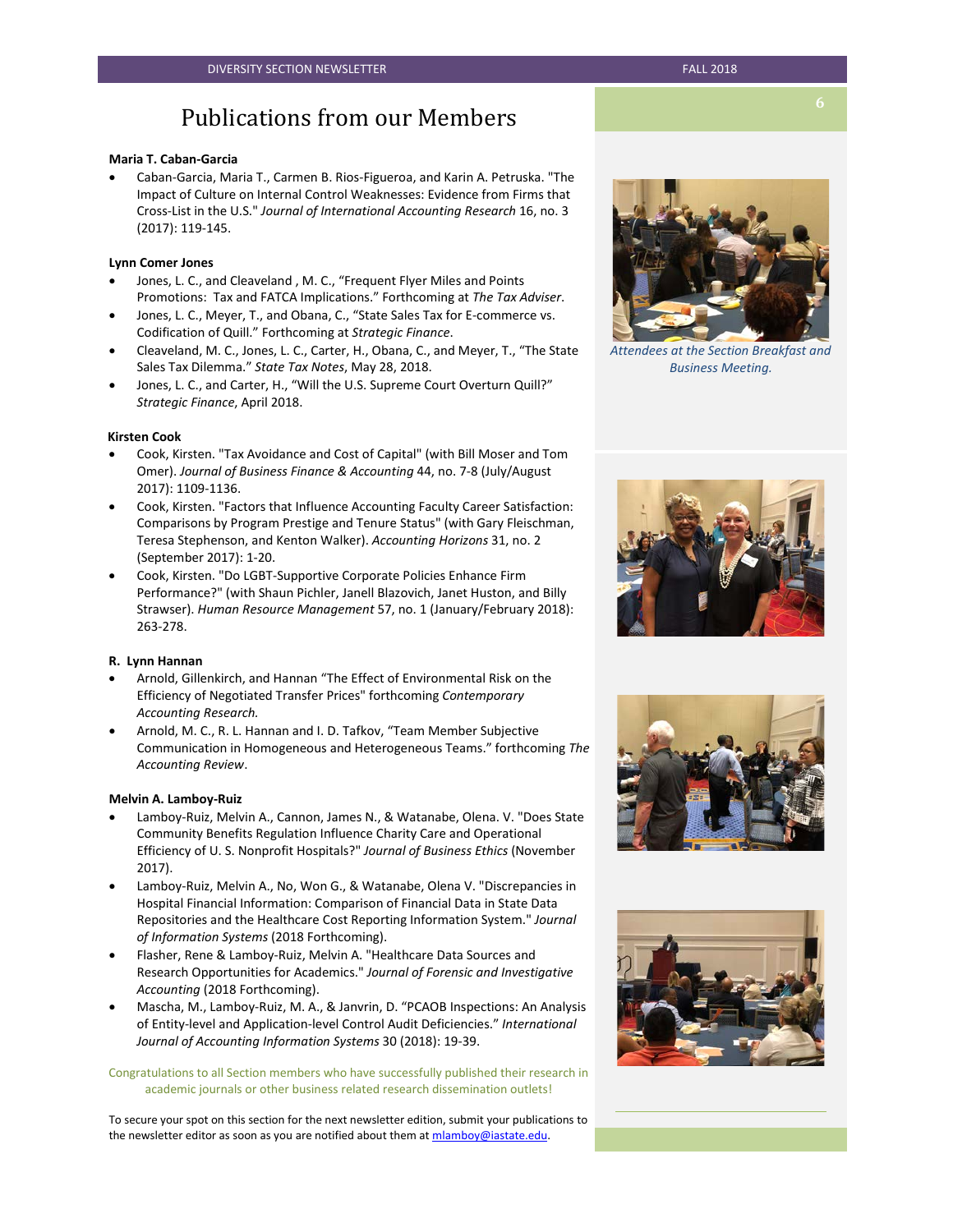# Publications from our Members

**Maria T. Caban-Garcia**

- Caban-Garcia, Maria T., Carmen B. Rios-Figueroa, and Karin A. Petruska. "The Impact of Culture on Internal Control Weaknesses: Evidence from Firms that Cross-List in the U.S." *Journal of International Accounting Research* 16, no. 3 (2017): 119-145.

**Lynn Comer Jones**

- Jones, L. C., and Cleaveland , M. C., "Frequent Flyer Miles and Points Promotions: Tax and FATCA Implications." Forthcoming at *The Tax Adviser*.
- Jones, L. C., Meyer, T., and Obana, C., "State Sales Tax for E-commerce vs. Codification of Quill." Forthcoming at *Strategic Finance*.
- Cleaveland, M. C., Jones, L. C., Carter, H., Obana, C., and Meyer, T., "The State Sales Tax Dilemma." *State Tax Notes*, May 28, 2018.
- Jones, L. C., and Carter, H., "Will the U.S. Supreme Court Overturn Quill?" *Strategic Finance*, April 2018.

**Kirsten Cook**

- Cook, Kirsten. "Tax Avoidance and Cost of Capital" (with Bill Moser and Tom Omer). *Journal of Business Finance & Accounting* 44, no. 7-8 (July/August 2017): 1109-1136.
- Cook, Kirsten. "Factors that Influence Accounting Faculty Career Satisfaction: Comparisons by Program Prestige and Tenure Status" (with Gary Fleischman, Teresa Stephenson, and Kenton Walker). *Accounting Horizons* 31, no. 2 (September 2017): 1-20.
- Cook, Kirsten. "Do LGBT-Supportive Corporate Policies Enhance Firm Performance?" (with Shaun Pichler, Janell Blazovich, Janet Huston, and Billy Strawser). *Human Resource Management* 57, no. 1 (January/February 2018): 263-278.

**R. Lynn Hannan**

- Arnold, Gillenkirch, and Hannan "The Effect of Environmental Risk on the Efficiency of Negotiated Transfer Prices" forthcoming *Contemporary Accounting Research.*
- Arnold, M. C., R. L. Hannan and I. D. Tafkov, "Team Member Subjective Communication in Homogeneous and Heterogeneous Teams." forthcoming *The Accounting Review*.

**Melvin A. Lamboy-Ruiz**

- Lamboy-Ruiz, Melvin A., Cannon, James N., & Watanabe, Olena. V. "Does State Community Benefits Regulation Influence Charity Care and Operational Efficiency of U. S. Nonprofit Hospitals?" *Journal of Business Ethics* (November 2017).
- Lamboy-Ruiz, Melvin A., No, Won G., & Watanabe, Olena V. "Discrepancies in Hospital Financial Information: Comparison of Financial Data in State Data Repositories and the Healthcare Cost Reporting Information System." *Journal of Information Systems* (2018 Forthcoming).
- Flasher, Rene & Lamboy-Ruiz, Melvin A. "Healthcare Data Sources and Research Opportunities for Academics." *Journal of Forensic and Investigative Accounting* (2018 Forthcoming).
- Mascha, M., Lamboy-Ruiz, M. A., & Janvrin, D. "PCAOB Inspections: An Analysis of Entity-level and Application-level Control Audit Deficiencies." *International Journal of Accounting Information Systems* 30 (2018): 19-39.

Congratulations to all Section members who have successfully published their research in academic journals or other business related research dissemination outlets!

To secure your spot on this section for the next newsletter edition, submit your publications to the newsletter editor as soon as you are notified about them at mlamboy@iastate.edu.

*Attendees at the Section Breakfast and Business Meeting.*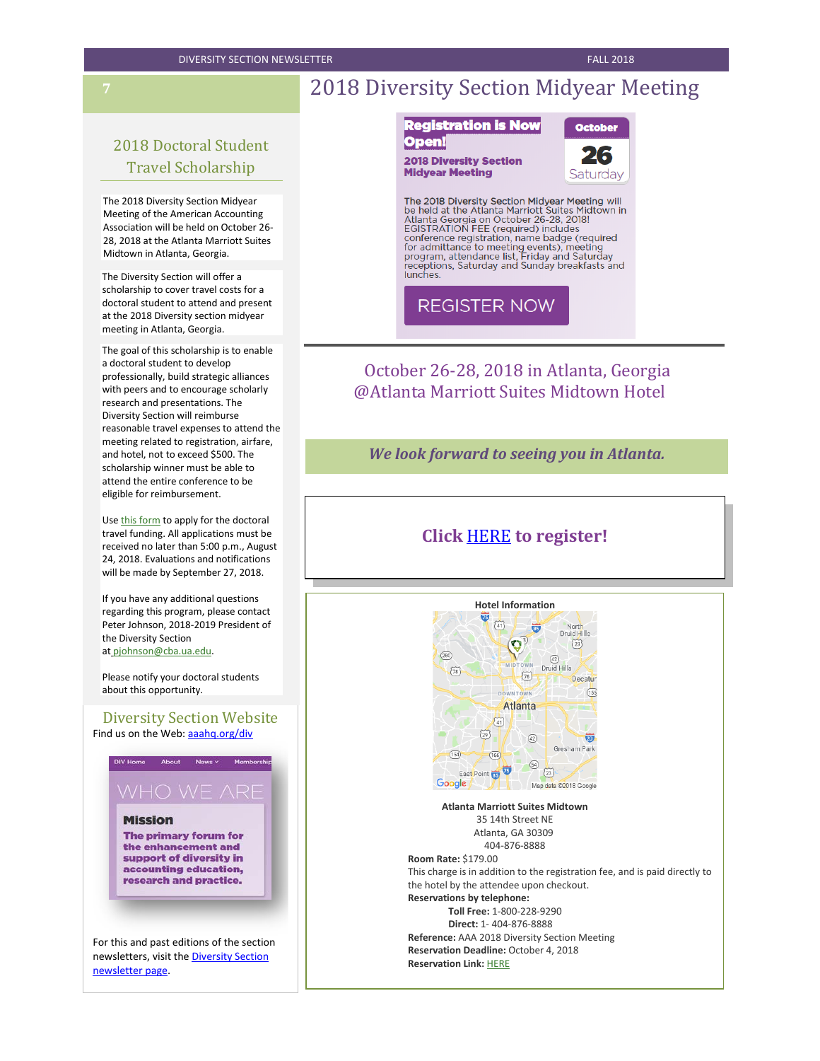# 2018 Diversity Section Midyear Meeting

**Registration is Now Open!**

**2018 Diversity Section Midyear Meeting**

October 26 Saturday

The 2018 Diversity Section Midyear Meeting will be held at the Atlanta Marriott Suites Midtown in Atlanta Georgia on October 26-28, 2018! EGISTRATION FEE (required) includes conference registration, name badge (required for admittance to meeting events), meeting program, attendance list, Friday and Saturday receptions, Saturday and Sunday breakfasts and lunches.

REGISTER NOW

## October 26-28, 2018 in Atlanta, Georgia @Atlanta Marriott Suites Midtown Hotel

***We look forward to seeing you in Atlanta.***

**Click HERE to register!**

**Hotel Information**

**Atlanta Marriott Suites Midtown**
35 14th Street NE
Atlanta, GA 30309
404-876-8888

**Room Rate:** $179.00
This charge is in addition to the registration fee, and is paid directly to the hotel by the attendee upon checkout.

**Reservations by telephone:**
**Toll Free:** 1-800-228-9290
**Direct:** 1- 404-876-8888

**Reference:** AAA 2018 Diversity Section Meeting
**Reservation Deadline:** October 4, 2018
**Reservation Link:** HERE

## 2018 Doctoral Student Travel Scholarship

The 2018 Diversity Section Midyear Meeting of the American Accounting Association will be held on October 26-28, 2018 at the Atlanta Marriott Suites Midtown in Atlanta, Georgia.

The Diversity Section will offer a scholarship to cover travel costs for a doctoral student to attend and present at the 2018 Diversity section midyear meeting in Atlanta, Georgia.

The goal of this scholarship is to enable a doctoral student to develop professionally, build strategic alliances with peers and to encourage scholarly research and presentations. The Diversity Section will reimburse reasonable travel expenses to attend the meeting related to registration, airfare, and hotel, not to exceed $500. The scholarship winner must be able to attend the entire conference to be eligible for reimbursement.

Use this form to apply for the doctoral travel funding. All applications must be received no later than 5:00 p.m., August 24, 2018. Evaluations and notifications will be made by September 27, 2018.

If you have any additional questions regarding this program, please contact Peter Johnson, 2018-2019 President of the Diversity Section at pjohnson@cba.ua.edu.

Please notify your doctoral students about this opportunity.

## Diversity Section Website

Find us on the Web: aaahq.org/div

For this and past editions of the section newsletters, visit the Diversity Section newsletter page.